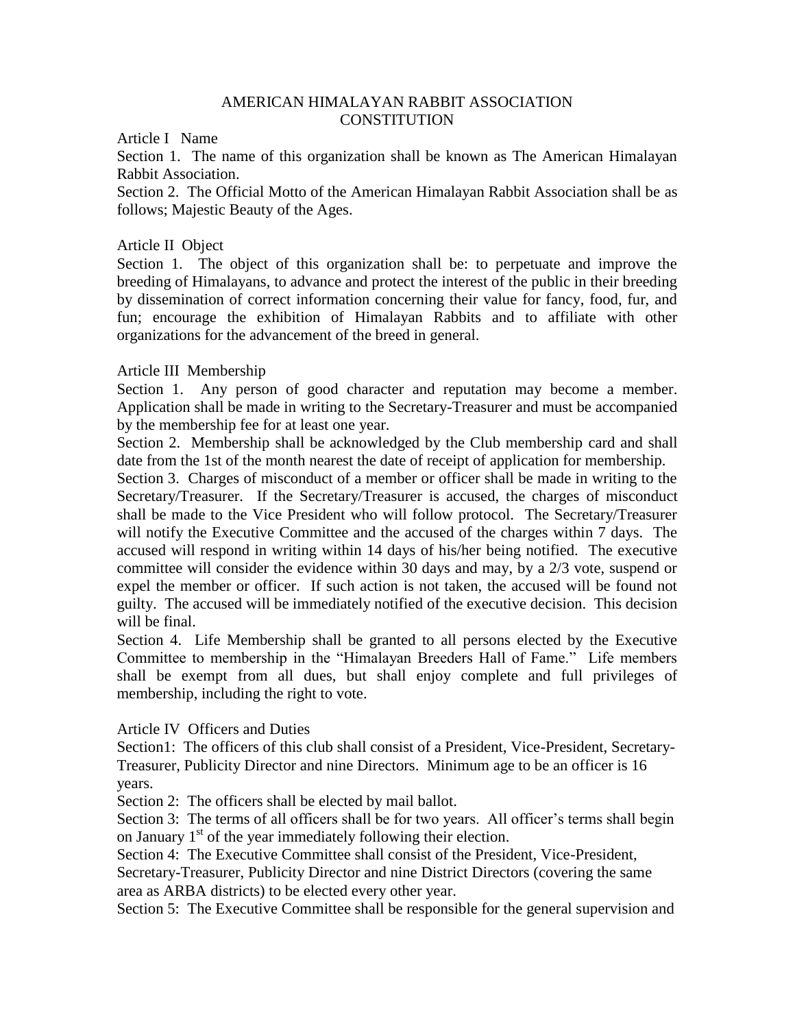# AMERICAN HIMALAYAN RABBIT ASSOCIATION CONSTITUTION

## Article I Name

Section 1. The name of this organization shall be known as The American Himalayan Rabbit Association.

Section 2. The Official Motto of the American Himalayan Rabbit Association shall be as follows; Majestic Beauty of the Ages.

## Article II Object

Section 1. The object of this organization shall be: to perpetuate and improve the breeding of Himalayans, to advance and protect the interest of the public in their breeding by dissemination of correct information concerning their value for fancy, food, fur, and fun; encourage the exhibition of Himalayan Rabbits and to affiliate with other organizations for the advancement of the breed in general.

## Article III Membership

Section 1. Any person of good character and reputation may become a member. Application shall be made in writing to the Secretary-Treasurer and must be accompanied by the membership fee for at least one year.

Section 2. Membership shall be acknowledged by the Club membership card and shall date from the 1st of the month nearest the date of receipt of application for membership.

Section 3. Charges of misconduct of a member or officer shall be made in writing to the Secretary/Treasurer. If the Secretary/Treasurer is accused, the charges of misconduct shall be made to the Vice President who will follow protocol. The Secretary/Treasurer will notify the Executive Committee and the accused of the charges within 7 days. The accused will respond in writing within 14 days of his/her being notified. The executive committee will consider the evidence within 30 days and may, by a 2/3 vote, suspend or expel the member or officer. If such action is not taken, the accused will be found not guilty. The accused will be immediately notified of the executive decision. This decision will be final.

Section 4. Life Membership shall be granted to all persons elected by the Executive Committee to membership in the "Himalayan Breeders Hall of Fame." Life members shall be exempt from all dues, but shall enjoy complete and full privileges of membership, including the right to vote.

## Article IV Officers and Duties

Section1: The officers of this club shall consist of a President, Vice-President, Secretary-Treasurer, Publicity Director and nine Directors. Minimum age to be an officer is 16 years.

Section 2: The officers shall be elected by mail ballot.

Section 3: The terms of all officers shall be for two years. All officer's terms shall begin on January 1st of the year immediately following their election.

Section 4: The Executive Committee shall consist of the President, Vice-President, Secretary-Treasurer, Publicity Director and nine District Directors (covering the same area as ARBA districts) to be elected every other year.

Section 5: The Executive Committee shall be responsible for the general supervision and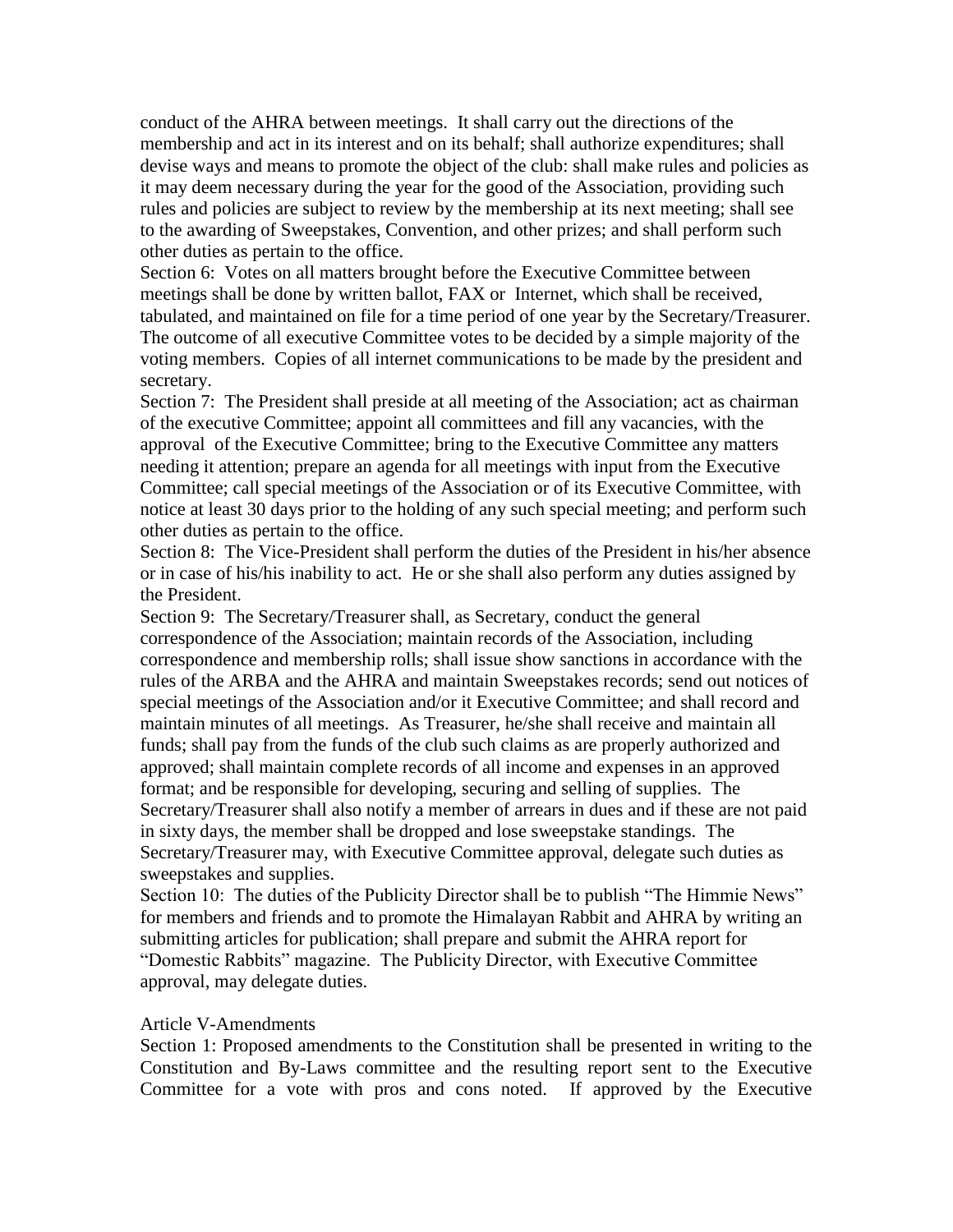conduct of the AHRA between meetings. It shall carry out the directions of the membership and act in its interest and on its behalf; shall authorize expenditures; shall devise ways and means to promote the object of the club: shall make rules and policies as it may deem necessary during the year for the good of the Association, providing such rules and policies are subject to review by the membership at its next meeting; shall see to the awarding of Sweepstakes, Convention, and other prizes; and shall perform such other duties as pertain to the office.

Section 6: Votes on all matters brought before the Executive Committee between meetings shall be done by written ballot, FAX or Internet, which shall be received, tabulated, and maintained on file for a time period of one year by the Secretary/Treasurer. The outcome of all executive Committee votes to be decided by a simple majority of the voting members. Copies of all internet communications to be made by the president and secretary.

Section 7: The President shall preside at all meeting of the Association; act as chairman of the executive Committee; appoint all committees and fill any vacancies, with the approval of the Executive Committee; bring to the Executive Committee any matters needing it attention; prepare an agenda for all meetings with input from the Executive Committee; call special meetings of the Association or of its Executive Committee, with notice at least 30 days prior to the holding of any such special meeting; and perform such other duties as pertain to the office.

Section 8: The Vice-President shall perform the duties of the President in his/her absence or in case of his/his inability to act. He or she shall also perform any duties assigned by the President.

Section 9: The Secretary/Treasurer shall, as Secretary, conduct the general correspondence of the Association; maintain records of the Association, including correspondence and membership rolls; shall issue show sanctions in accordance with the rules of the ARBA and the AHRA and maintain Sweepstakes records; send out notices of special meetings of the Association and/or it Executive Committee; and shall record and maintain minutes of all meetings. As Treasurer, he/she shall receive and maintain all funds; shall pay from the funds of the club such claims as are properly authorized and approved; shall maintain complete records of all income and expenses in an approved format; and be responsible for developing, securing and selling of supplies. The Secretary/Treasurer shall also notify a member of arrears in dues and if these are not paid in sixty days, the member shall be dropped and lose sweepstake standings. The Secretary/Treasurer may, with Executive Committee approval, delegate such duties as sweepstakes and supplies.

Section 10: The duties of the Publicity Director shall be to publish "The Himmie News" for members and friends and to promote the Himalayan Rabbit and AHRA by writing an submitting articles for publication; shall prepare and submit the AHRA report for "Domestic Rabbits" magazine. The Publicity Director, with Executive Committee approval, may delegate duties.

## Article V-Amendments

Section 1: Proposed amendments to the Constitution shall be presented in writing to the Constitution and By-Laws committee and the resulting report sent to the Executive Committee for a vote with pros and cons noted. If approved by the Executive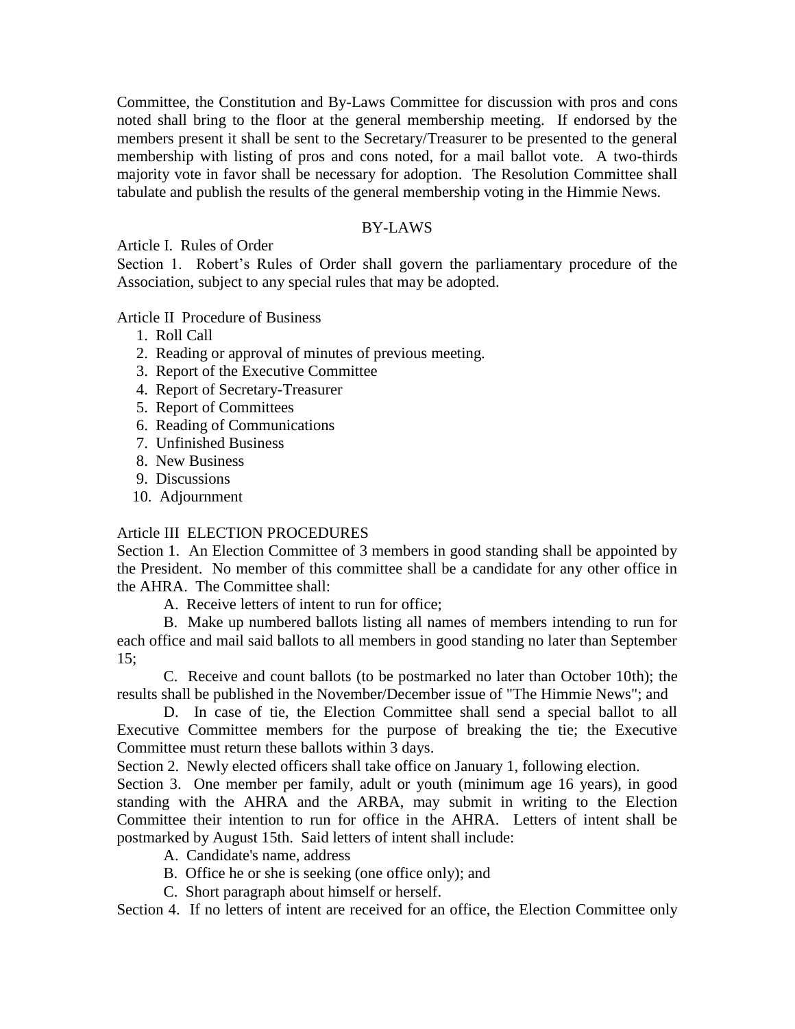Committee, the Constitution and By-Laws Committee for discussion with pros and cons noted shall bring to the floor at the general membership meeting. If endorsed by the members present it shall be sent to the Secretary/Treasurer to be presented to the general membership with listing of pros and cons noted, for a mail ballot vote. A two-thirds majority vote in favor shall be necessary for adoption. The Resolution Committee shall tabulate and publish the results of the general membership voting in the Himmie News.

## BY-LAWS

Article I. Rules of Order

Section 1. Robert's Rules of Order shall govern the parliamentary procedure of the Association, subject to any special rules that may be adopted.

Article II Procedure of Business

1. Roll Call
2. Reading or approval of minutes of previous meeting.
3. Report of the Executive Committee
4. Report of Secretary-Treasurer
5. Report of Committees
6. Reading of Communications
7. Unfinished Business
8. New Business
9. Discussions
10. Adjournment

Article III ELECTION PROCEDURES

Section 1. An Election Committee of 3 members in good standing shall be appointed by the President. No member of this committee shall be a candidate for any other office in the AHRA. The Committee shall:

A. Receive letters of intent to run for office;

B. Make up numbered ballots listing all names of members intending to run for each office and mail said ballots to all members in good standing no later than September 15;

C. Receive and count ballots (to be postmarked no later than October 10th); the results shall be published in the November/December issue of "The Himmie News"; and

D. In case of tie, the Election Committee shall send a special ballot to all Executive Committee members for the purpose of breaking the tie; the Executive Committee must return these ballots within 3 days.

Section 2. Newly elected officers shall take office on January 1, following election.

Section 3. One member per family, adult or youth (minimum age 16 years), in good standing with the AHRA and the ARBA, may submit in writing to the Election Committee their intention to run for office in the AHRA. Letters of intent shall be postmarked by August 15th. Said letters of intent shall include:

A. Candidate's name, address

B. Office he or she is seeking (one office only); and

C. Short paragraph about himself or herself.

Section 4. If no letters of intent are received for an office, the Election Committee only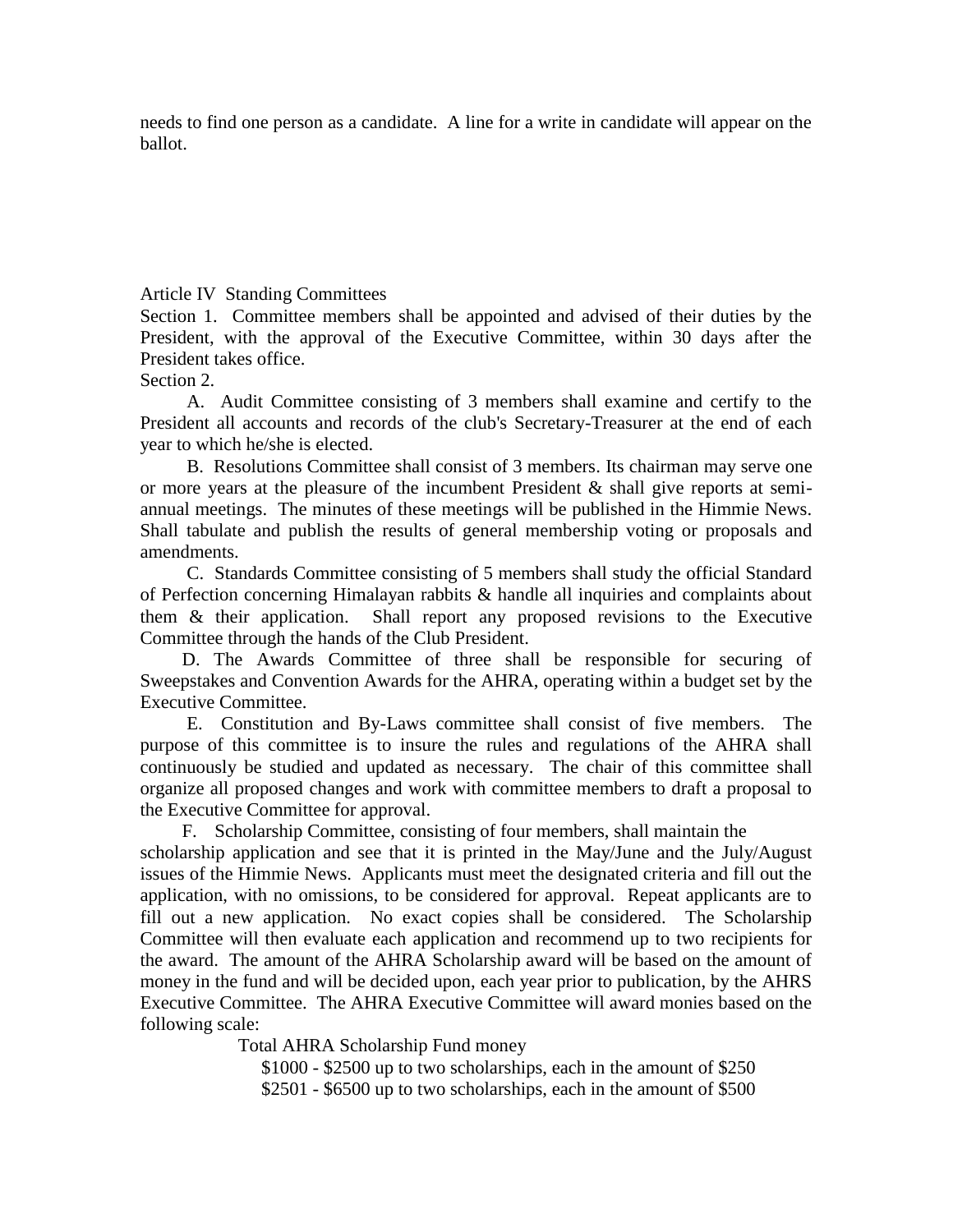needs to find one person as a candidate. A line for a write in candidate will appear on the ballot.

Article IV Standing Committees

Section 1. Committee members shall be appointed and advised of their duties by the President, with the approval of the Executive Committee, within 30 days after the President takes office.

Section 2.

A. Audit Committee consisting of 3 members shall examine and certify to the President all accounts and records of the club's Secretary-Treasurer at the end of each year to which he/she is elected.

B. Resolutions Committee shall consist of 3 members. Its chairman may serve one or more years at the pleasure of the incumbent President & shall give reports at semi-annual meetings. The minutes of these meetings will be published in the Himmie News. Shall tabulate and publish the results of general membership voting or proposals and amendments.

C. Standards Committee consisting of 5 members shall study the official Standard of Perfection concerning Himalayan rabbits & handle all inquiries and complaints about them & their application. Shall report any proposed revisions to the Executive Committee through the hands of the Club President.

D. The Awards Committee of three shall be responsible for securing of Sweepstakes and Convention Awards for the AHRA, operating within a budget set by the Executive Committee.

E. Constitution and By-Laws committee shall consist of five members. The purpose of this committee is to insure the rules and regulations of the AHRA shall continuously be studied and updated as necessary. The chair of this committee shall organize all proposed changes and work with committee members to draft a proposal to the Executive Committee for approval.

F. Scholarship Committee, consisting of four members, shall maintain the scholarship application and see that it is printed in the May/June and the July/August issues of the Himmie News. Applicants must meet the designated criteria and fill out the application, with no omissions, to be considered for approval. Repeat applicants are to fill out a new application. No exact copies shall be considered. The Scholarship Committee will then evaluate each application and recommend up to two recipients for the award. The amount of the AHRA Scholarship award will be based on the amount of money in the fund and will be decided upon, each year prior to publication, by the AHRS Executive Committee. The AHRA Executive Committee will award monies based on the following scale:

Total AHRA Scholarship Fund money

$1000 - $2500 up to two scholarships, each in the amount of $250

$2501 - $6500 up to two scholarships, each in the amount of $500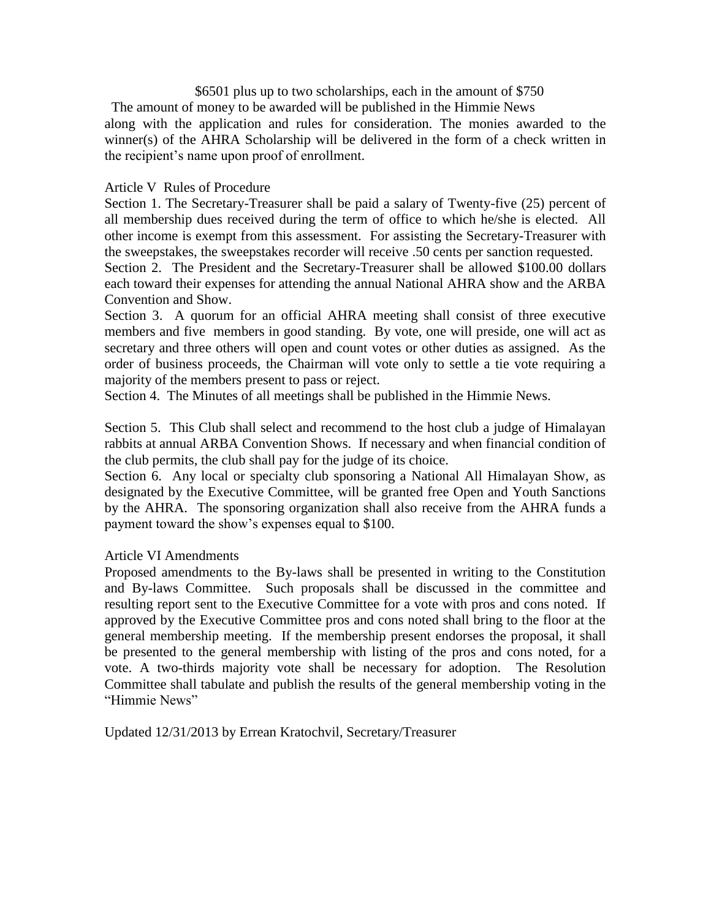$6501 plus up to two scholarships, each in the amount of $750

The amount of money to be awarded will be published in the Himmie News along with the application and rules for consideration. The monies awarded to the winner(s) of the AHRA Scholarship will be delivered in the form of a check written in the recipient's name upon proof of enrollment.

Article V Rules of Procedure

Section 1. The Secretary-Treasurer shall be paid a salary of Twenty-five (25) percent of all membership dues received during the term of office to which he/she is elected. All other income is exempt from this assessment. For assisting the Secretary-Treasurer with the sweepstakes, the sweepstakes recorder will receive .50 cents per sanction requested.

Section 2. The President and the Secretary-Treasurer shall be allowed $100.00 dollars each toward their expenses for attending the annual National AHRA show and the ARBA Convention and Show.

Section 3. A quorum for an official AHRA meeting shall consist of three executive members and five members in good standing. By vote, one will preside, one will act as secretary and three others will open and count votes or other duties as assigned. As the order of business proceeds, the Chairman will vote only to settle a tie vote requiring a majority of the members present to pass or reject.

Section 4. The Minutes of all meetings shall be published in the Himmie News.

Section 5. This Club shall select and recommend to the host club a judge of Himalayan rabbits at annual ARBA Convention Shows. If necessary and when financial condition of the club permits, the club shall pay for the judge of its choice.

Section 6. Any local or specialty club sponsoring a National All Himalayan Show, as designated by the Executive Committee, will be granted free Open and Youth Sanctions by the AHRA. The sponsoring organization shall also receive from the AHRA funds a payment toward the show's expenses equal to $100.

Article VI Amendments

Proposed amendments to the By-laws shall be presented in writing to the Constitution and By-laws Committee. Such proposals shall be discussed in the committee and resulting report sent to the Executive Committee for a vote with pros and cons noted. If approved by the Executive Committee pros and cons noted shall bring to the floor at the general membership meeting. If the membership present endorses the proposal, it shall be presented to the general membership with listing of the pros and cons noted, for a vote. A two-thirds majority vote shall be necessary for adoption. The Resolution Committee shall tabulate and publish the results of the general membership voting in the "Himmie News"

Updated 12/31/2013 by Errean Kratochvil, Secretary/Treasurer